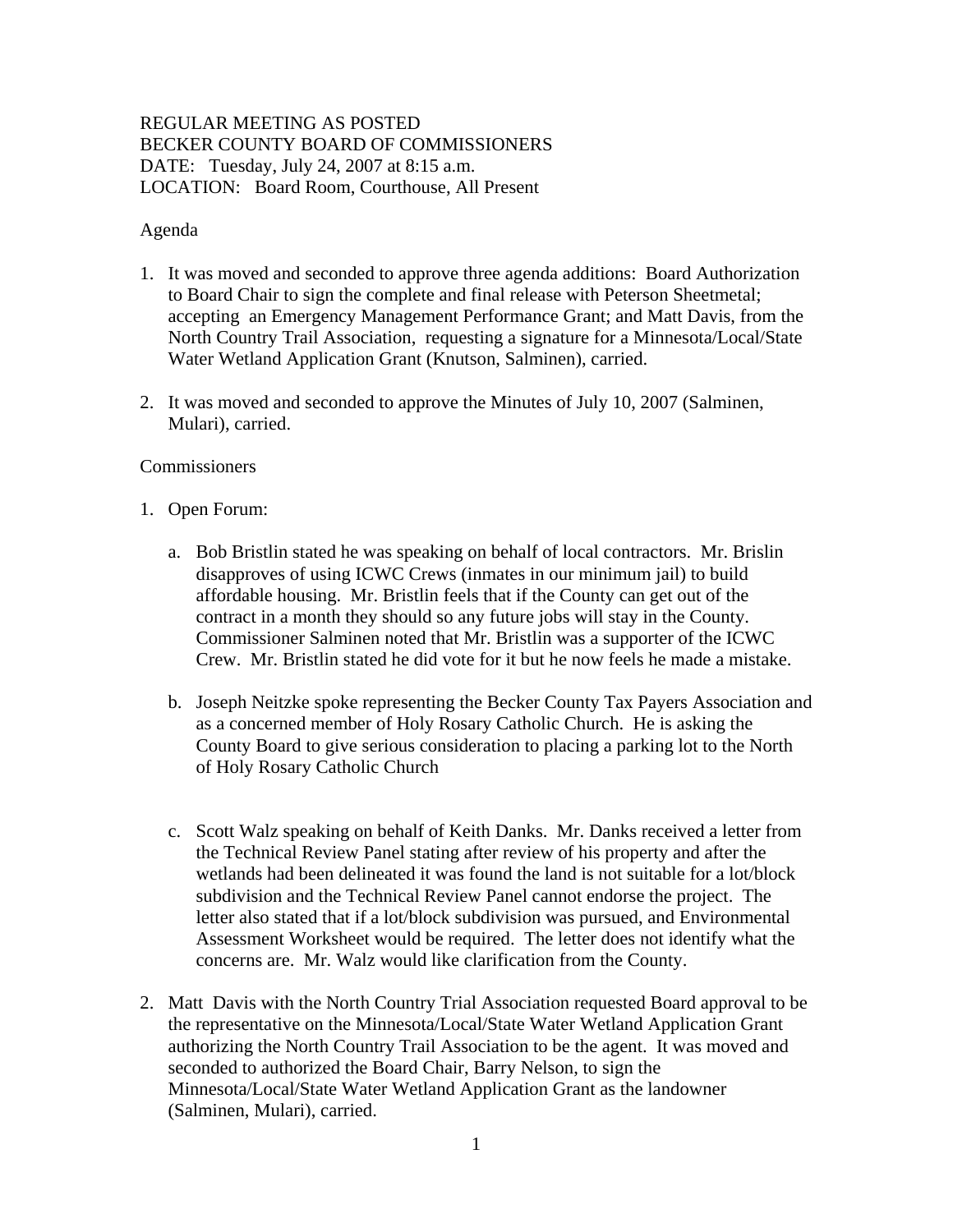REGULAR MEETING AS POSTED
BECKER COUNTY BOARD OF COMMISSIONERS
DATE: Tuesday, July 24, 2007 at 8:15 a.m.
LOCATION: Board Room, Courthouse, All Present

Agenda

1. It was moved and seconded to approve three agenda additions: Board Authorization to Board Chair to sign the complete and final release with Peterson Sheetmetal; accepting an Emergency Management Performance Grant; and Matt Davis, from the North Country Trail Association, requesting a signature for a Minnesota/Local/State Water Wetland Application Grant (Knutson, Salminen), carried.

2. It was moved and seconded to approve the Minutes of July 10, 2007 (Salminen, Mulari), carried.

Commissioners

1. Open Forum:

   a. Bob Bristlin stated he was speaking on behalf of local contractors. Mr. Brislin disapproves of using ICWC Crews (inmates in our minimum jail) to build affordable housing. Mr. Bristlin feels that if the County can get out of the contract in a month they should so any future jobs will stay in the County. Commissioner Salminen noted that Mr. Bristlin was a supporter of the ICWC Crew. Mr. Bristlin stated he did vote for it but he now feels he made a mistake.

   b. Joseph Neitzke spoke representing the Becker County Tax Payers Association and as a concerned member of Holy Rosary Catholic Church. He is asking the County Board to give serious consideration to placing a parking lot to the North of Holy Rosary Catholic Church

   c. Scott Walz speaking on behalf of Keith Danks. Mr. Danks received a letter from the Technical Review Panel stating after review of his property and after the wetlands had been delineated it was found the land is not suitable for a lot/block subdivision and the Technical Review Panel cannot endorse the project. The letter also stated that if a lot/block subdivision was pursued, and Environmental Assessment Worksheet would be required. The letter does not identify what the concerns are. Mr. Walz would like clarification from the County.

2. Matt Davis with the North Country Trial Association requested Board approval to be the representative on the Minnesota/Local/State Water Wetland Application Grant authorizing the North Country Trail Association to be the agent. It was moved and seconded to authorized the Board Chair, Barry Nelson, to sign the Minnesota/Local/State Water Wetland Application Grant as the landowner (Salminen, Mulari), carried.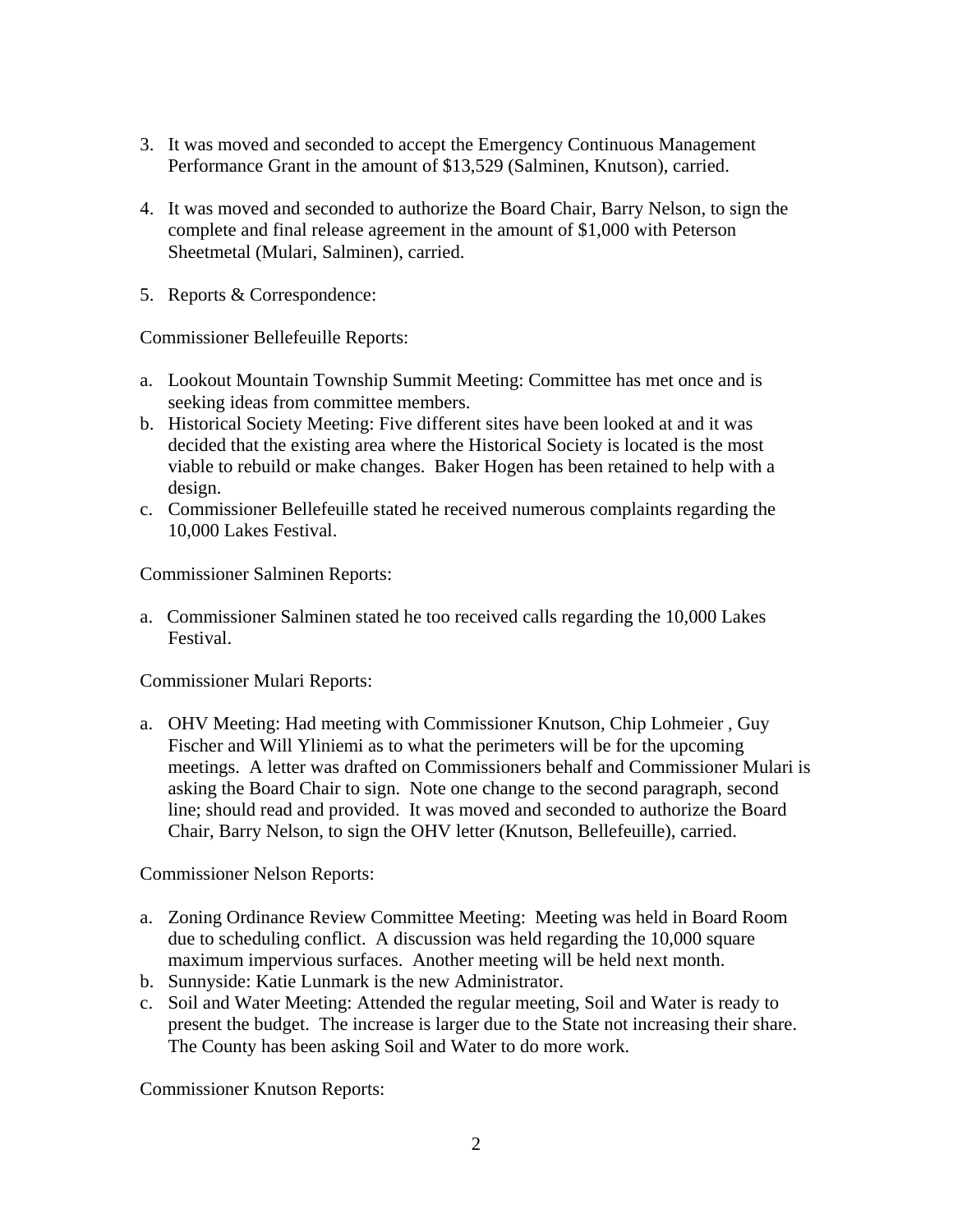3. It was moved and seconded to accept the Emergency Continuous Management Performance Grant in the amount of $13,529 (Salminen, Knutson), carried.

4. It was moved and seconded to authorize the Board Chair, Barry Nelson, to sign the complete and final release agreement in the amount of $1,000 with Peterson Sheetmetal (Mulari, Salminen), carried.

5. Reports & Correspondence:

Commissioner Bellefeuille Reports:

a. Lookout Mountain Township Summit Meeting: Committee has met once and is seeking ideas from committee members.
b. Historical Society Meeting: Five different sites have been looked at and it was decided that the existing area where the Historical Society is located is the most viable to rebuild or make changes. Baker Hogen has been retained to help with a design.
c. Commissioner Bellefeuille stated he received numerous complaints regarding the 10,000 Lakes Festival.

Commissioner Salminen Reports:

a. Commissioner Salminen stated he too received calls regarding the 10,000 Lakes Festival.

Commissioner Mulari Reports:

a. OHV Meeting: Had meeting with Commissioner Knutson, Chip Lohmeier , Guy Fischer and Will Yliniemi as to what the perimeters will be for the upcoming meetings. A letter was drafted on Commissioners behalf and Commissioner Mulari is asking the Board Chair to sign. Note one change to the second paragraph, second line; should read and provided. It was moved and seconded to authorize the Board Chair, Barry Nelson, to sign the OHV letter (Knutson, Bellefeuille), carried.

Commissioner Nelson Reports:

a. Zoning Ordinance Review Committee Meeting: Meeting was held in Board Room due to scheduling conflict. A discussion was held regarding the 10,000 square maximum impervious surfaces. Another meeting will be held next month.
b. Sunnyside: Katie Lunmark is the new Administrator.
c. Soil and Water Meeting: Attended the regular meeting, Soil and Water is ready to present the budget. The increase is larger due to the State not increasing their share. The County has been asking Soil and Water to do more work.

Commissioner Knutson Reports: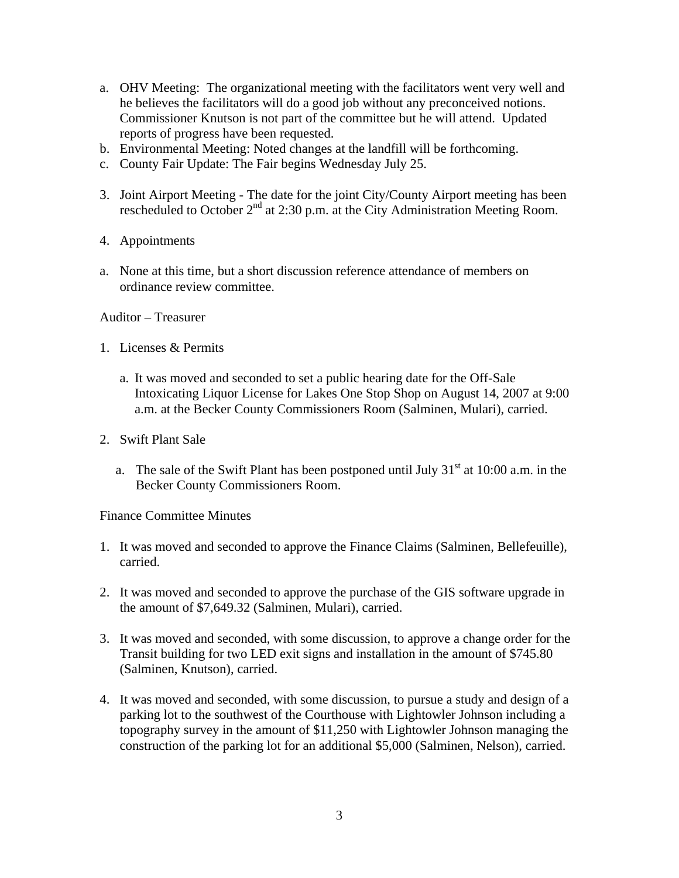a. OHV Meeting: The organizational meeting with the facilitators went very well and he believes the facilitators will do a good job without any preconceived notions. Commissioner Knutson is not part of the committee but he will attend. Updated reports of progress have been requested.
b. Environmental Meeting: Noted changes at the landfill will be forthcoming.
c. County Fair Update: The Fair begins Wednesday July 25.

3. Joint Airport Meeting - The date for the joint City/County Airport meeting has been rescheduled to October 2nd at 2:30 p.m. at the City Administration Meeting Room.

4. Appointments

a. None at this time, but a short discussion reference attendance of members on ordinance review committee.

Auditor – Treasurer

1. Licenses & Permits

   a. It was moved and seconded to set a public hearing date for the Off-Sale Intoxicating Liquor License for Lakes One Stop Shop on August 14, 2007 at 9:00 a.m. at the Becker County Commissioners Room (Salminen, Mulari), carried.

2. Swift Plant Sale

   a. The sale of the Swift Plant has been postponed until July 31st at 10:00 a.m. in the Becker County Commissioners Room.

Finance Committee Minutes

1. It was moved and seconded to approve the Finance Claims (Salminen, Bellefeuille), carried.

2. It was moved and seconded to approve the purchase of the GIS software upgrade in the amount of $7,649.32 (Salminen, Mulari), carried.

3. It was moved and seconded, with some discussion, to approve a change order for the Transit building for two LED exit signs and installation in the amount of $745.80 (Salminen, Knutson), carried.

4. It was moved and seconded, with some discussion, to pursue a study and design of a parking lot to the southwest of the Courthouse with Lightowler Johnson including a topography survey in the amount of $11,250 with Lightowler Johnson managing the construction of the parking lot for an additional $5,000 (Salminen, Nelson), carried.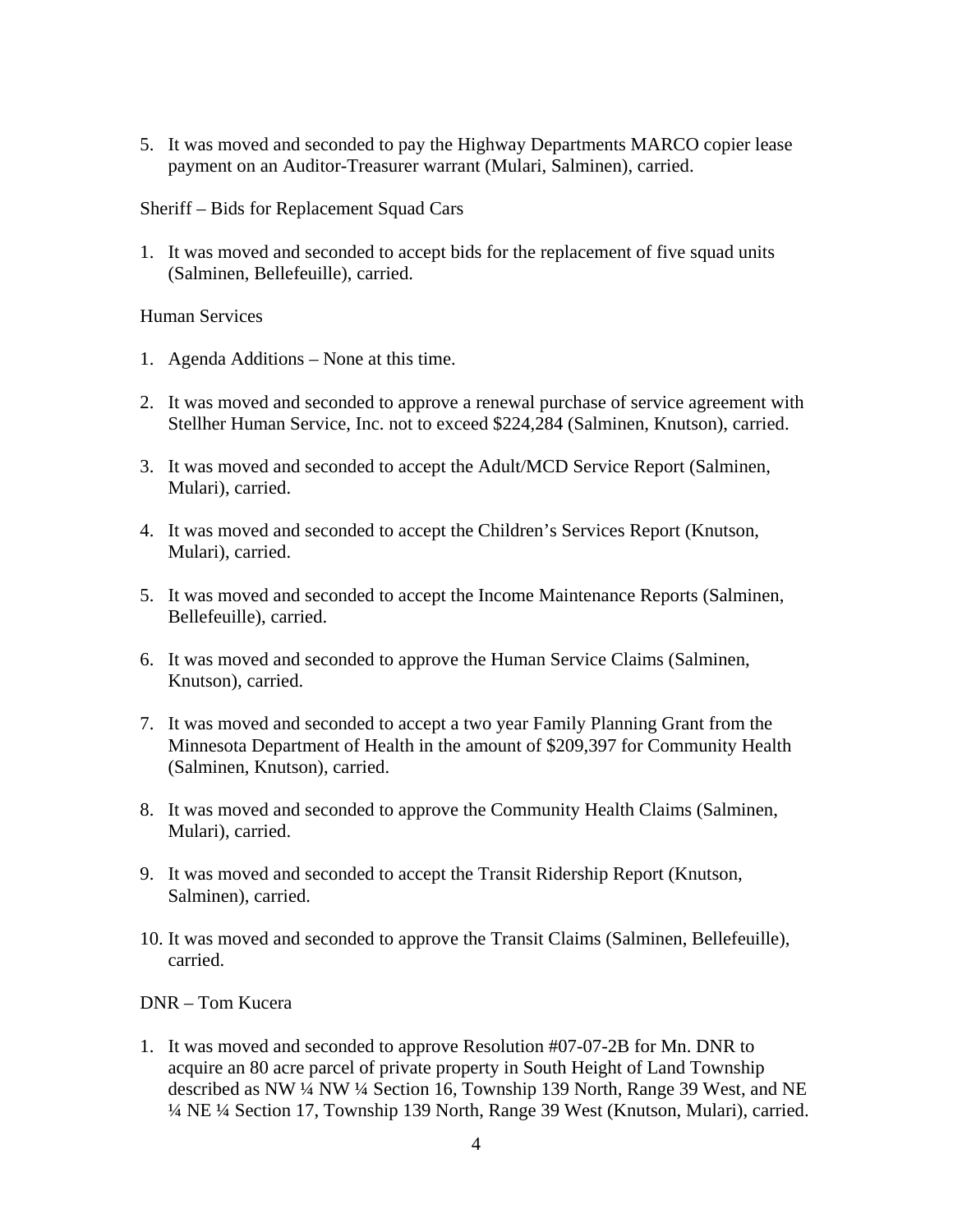5. It was moved and seconded to pay the Highway Departments MARCO copier lease payment on an Auditor-Treasurer warrant (Mulari, Salminen), carried.

Sheriff – Bids for Replacement Squad Cars

1. It was moved and seconded to accept bids for the replacement of five squad units (Salminen, Bellefeuille), carried.

Human Services

1. Agenda Additions – None at this time.

2. It was moved and seconded to approve a renewal purchase of service agreement with Stellher Human Service, Inc. not to exceed $224,284 (Salminen, Knutson), carried.

3. It was moved and seconded to accept the Adult/MCD Service Report (Salminen, Mulari), carried.

4. It was moved and seconded to accept the Children's Services Report (Knutson, Mulari), carried.

5. It was moved and seconded to accept the Income Maintenance Reports (Salminen, Bellefeuille), carried.

6. It was moved and seconded to approve the Human Service Claims (Salminen, Knutson), carried.

7. It was moved and seconded to accept a two year Family Planning Grant from the Minnesota Department of Health in the amount of $209,397 for Community Health (Salminen, Knutson), carried.

8. It was moved and seconded to approve the Community Health Claims (Salminen, Mulari), carried.

9. It was moved and seconded to accept the Transit Ridership Report (Knutson, Salminen), carried.

10. It was moved and seconded to approve the Transit Claims (Salminen, Bellefeuille), carried.

DNR – Tom Kucera

1. It was moved and seconded to approve Resolution #07-07-2B for Mn. DNR to acquire an 80 acre parcel of private property in South Height of Land Township described as NW ¼ NW ¼ Section 16, Township 139 North, Range 39 West, and NE ¼ NE ¼ Section 17, Township 139 North, Range 39 West (Knutson, Mulari), carried.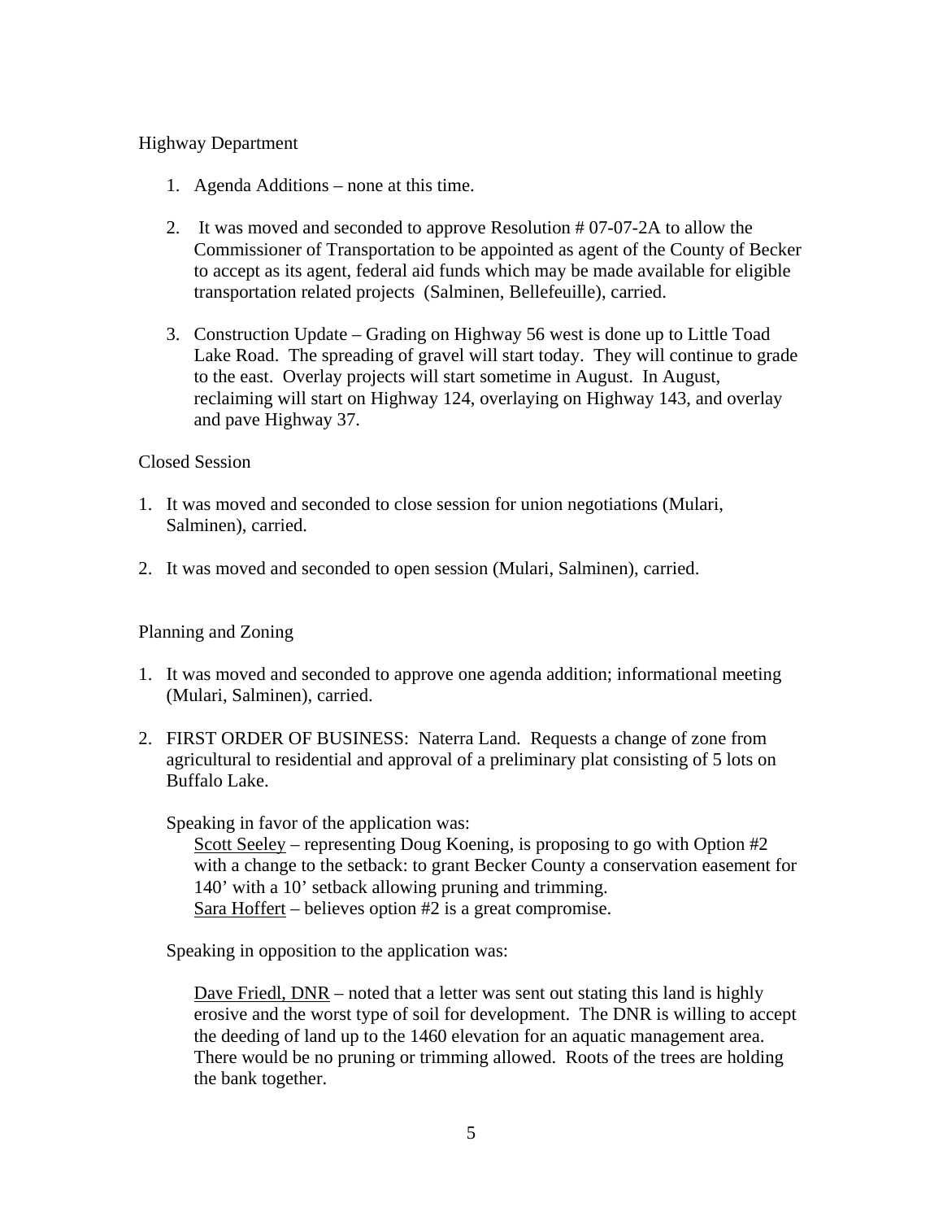Highway Department

1. Agenda Additions – none at this time.

2. It was moved and seconded to approve Resolution # 07-07-2A to allow the Commissioner of Transportation to be appointed as agent of the County of Becker to accept as its agent, federal aid funds which may be made available for eligible transportation related projects (Salminen, Bellefeuille), carried.

3. Construction Update – Grading on Highway 56 west is done up to Little Toad Lake Road. The spreading of gravel will start today. They will continue to grade to the east. Overlay projects will start sometime in August. In August, reclaiming will start on Highway 124, overlaying on Highway 143, and overlay and pave Highway 37.

Closed Session

1. It was moved and seconded to close session for union negotiations (Mulari, Salminen), carried.

2. It was moved and seconded to open session (Mulari, Salminen), carried.

Planning and Zoning

1. It was moved and seconded to approve one agenda addition; informational meeting (Mulari, Salminen), carried.

2. FIRST ORDER OF BUSINESS: Naterra Land. Requests a change of zone from agricultural to residential and approval of a preliminary plat consisting of 5 lots on Buffalo Lake.

   Speaking in favor of the application was:
   
   Scott Seeley – representing Doug Koening, is proposing to go with Option #2 with a change to the setback: to grant Becker County a conservation easement for 140' with a 10' setback allowing pruning and trimming.
   
   Sara Hoffert – believes option #2 is a great compromise.

   Speaking in opposition to the application was:

   Dave Friedl, DNR – noted that a letter was sent out stating this land is highly erosive and the worst type of soil for development. The DNR is willing to accept the deeding of land up to the 1460 elevation for an aquatic management area. There would be no pruning or trimming allowed. Roots of the trees are holding the bank together.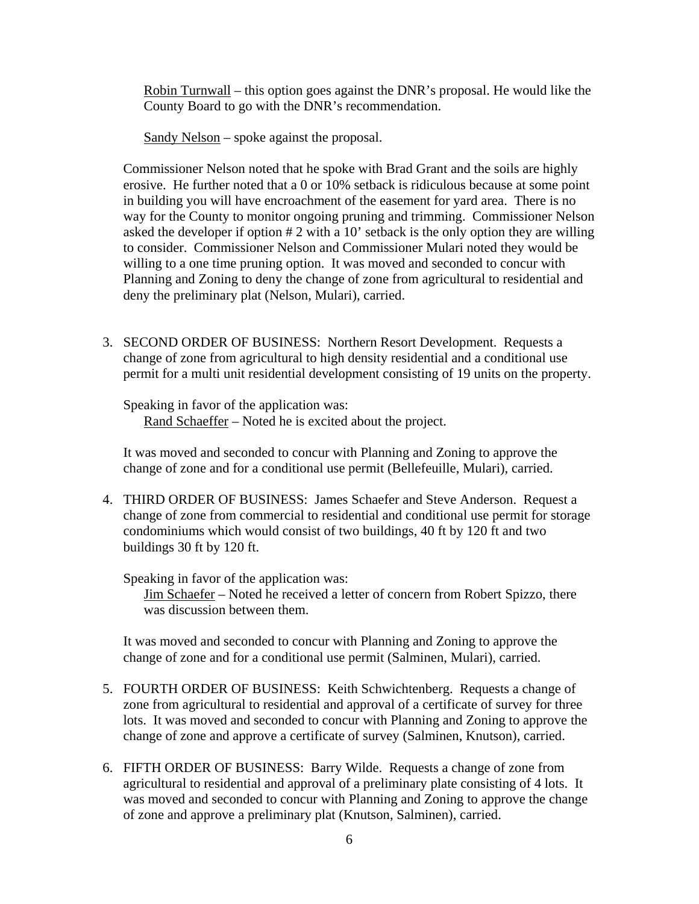Robin Turnwall – this option goes against the DNR's proposal. He would like the County Board to go with the DNR's recommendation.

Sandy Nelson – spoke against the proposal.

Commissioner Nelson noted that he spoke with Brad Grant and the soils are highly erosive. He further noted that a 0 or 10% setback is ridiculous because at some point in building you will have encroachment of the easement for yard area. There is no way for the County to monitor ongoing pruning and trimming. Commissioner Nelson asked the developer if option # 2 with a 10' setback is the only option they are willing to consider. Commissioner Nelson and Commissioner Mulari noted they would be willing to a one time pruning option. It was moved and seconded to concur with Planning and Zoning to deny the change of zone from agricultural to residential and deny the preliminary plat (Nelson, Mulari), carried.

3. SECOND ORDER OF BUSINESS: Northern Resort Development. Requests a change of zone from agricultural to high density residential and a conditional use permit for a multi unit residential development consisting of 19 units on the property.

   Speaking in favor of the application was:
   Rand Schaeffer – Noted he is excited about the project.

   It was moved and seconded to concur with Planning and Zoning to approve the change of zone and for a conditional use permit (Bellefeuille, Mulari), carried.

4. THIRD ORDER OF BUSINESS: James Schaefer and Steve Anderson. Request a change of zone from commercial to residential and conditional use permit for storage condominiums which would consist of two buildings, 40 ft by 120 ft and two buildings 30 ft by 120 ft.

   Speaking in favor of the application was:
   Jim Schaefer – Noted he received a letter of concern from Robert Spizzo, there was discussion between them.

   It was moved and seconded to concur with Planning and Zoning to approve the change of zone and for a conditional use permit (Salminen, Mulari), carried.

5. FOURTH ORDER OF BUSINESS: Keith Schwichtenberg. Requests a change of zone from agricultural to residential and approval of a certificate of survey for three lots. It was moved and seconded to concur with Planning and Zoning to approve the change of zone and approve a certificate of survey (Salminen, Knutson), carried.

6. FIFTH ORDER OF BUSINESS: Barry Wilde. Requests a change of zone from agricultural to residential and approval of a preliminary plate consisting of 4 lots. It was moved and seconded to concur with Planning and Zoning to approve the change of zone and approve a preliminary plat (Knutson, Salminen), carried.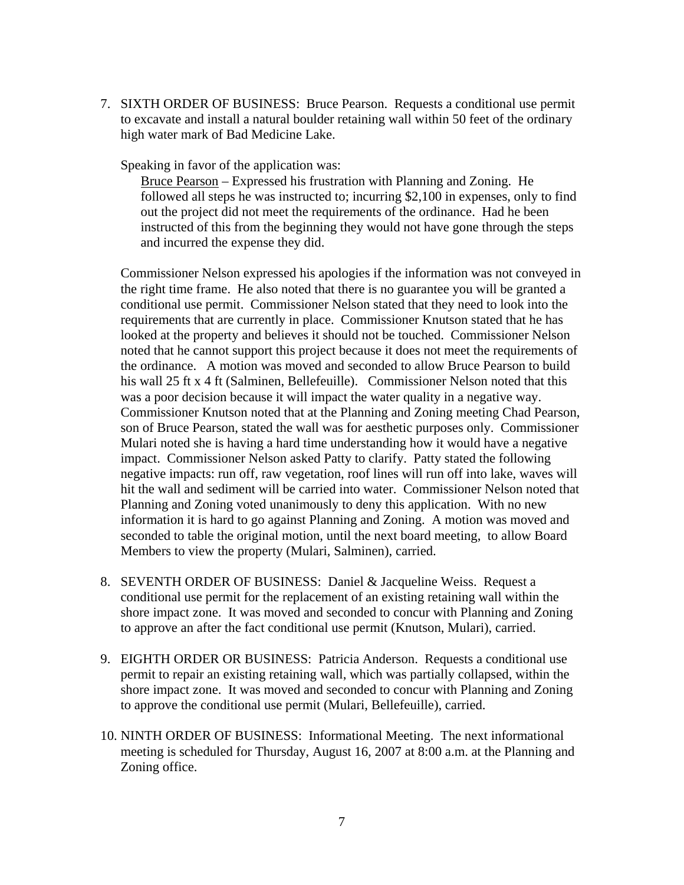7. SIXTH ORDER OF BUSINESS: Bruce Pearson. Requests a conditional use permit to excavate and install a natural boulder retaining wall within 50 feet of the ordinary high water mark of Bad Medicine Lake.

   Speaking in favor of the application was:

   Bruce Pearson – Expressed his frustration with Planning and Zoning. He followed all steps he was instructed to; incurring $2,100 in expenses, only to find out the project did not meet the requirements of the ordinance. Had he been instructed of this from the beginning they would not have gone through the steps and incurred the expense they did.

   Commissioner Nelson expressed his apologies if the information was not conveyed in the right time frame. He also noted that there is no guarantee you will be granted a conditional use permit. Commissioner Nelson stated that they need to look into the requirements that are currently in place. Commissioner Knutson stated that he has looked at the property and believes it should not be touched. Commissioner Nelson noted that he cannot support this project because it does not meet the requirements of the ordinance. A motion was moved and seconded to allow Bruce Pearson to build his wall 25 ft x 4 ft (Salminen, Bellefeuille). Commissioner Nelson noted that this was a poor decision because it will impact the water quality in a negative way. Commissioner Knutson noted that at the Planning and Zoning meeting Chad Pearson, son of Bruce Pearson, stated the wall was for aesthetic purposes only. Commissioner Mulari noted she is having a hard time understanding how it would have a negative impact. Commissioner Nelson asked Patty to clarify. Patty stated the following negative impacts: run off, raw vegetation, roof lines will run off into lake, waves will hit the wall and sediment will be carried into water. Commissioner Nelson noted that Planning and Zoning voted unanimously to deny this application. With no new information it is hard to go against Planning and Zoning. A motion was moved and seconded to table the original motion, until the next board meeting, to allow Board Members to view the property (Mulari, Salminen), carried.

8. SEVENTH ORDER OF BUSINESS: Daniel & Jacqueline Weiss. Request a conditional use permit for the replacement of an existing retaining wall within the shore impact zone. It was moved and seconded to concur with Planning and Zoning to approve an after the fact conditional use permit (Knutson, Mulari), carried.

9. EIGHTH ORDER OR BUSINESS: Patricia Anderson. Requests a conditional use permit to repair an existing retaining wall, which was partially collapsed, within the shore impact zone. It was moved and seconded to concur with Planning and Zoning to approve the conditional use permit (Mulari, Bellefeuille), carried.

10. NINTH ORDER OF BUSINESS: Informational Meeting. The next informational meeting is scheduled for Thursday, August 16, 2007 at 8:00 a.m. at the Planning and Zoning office.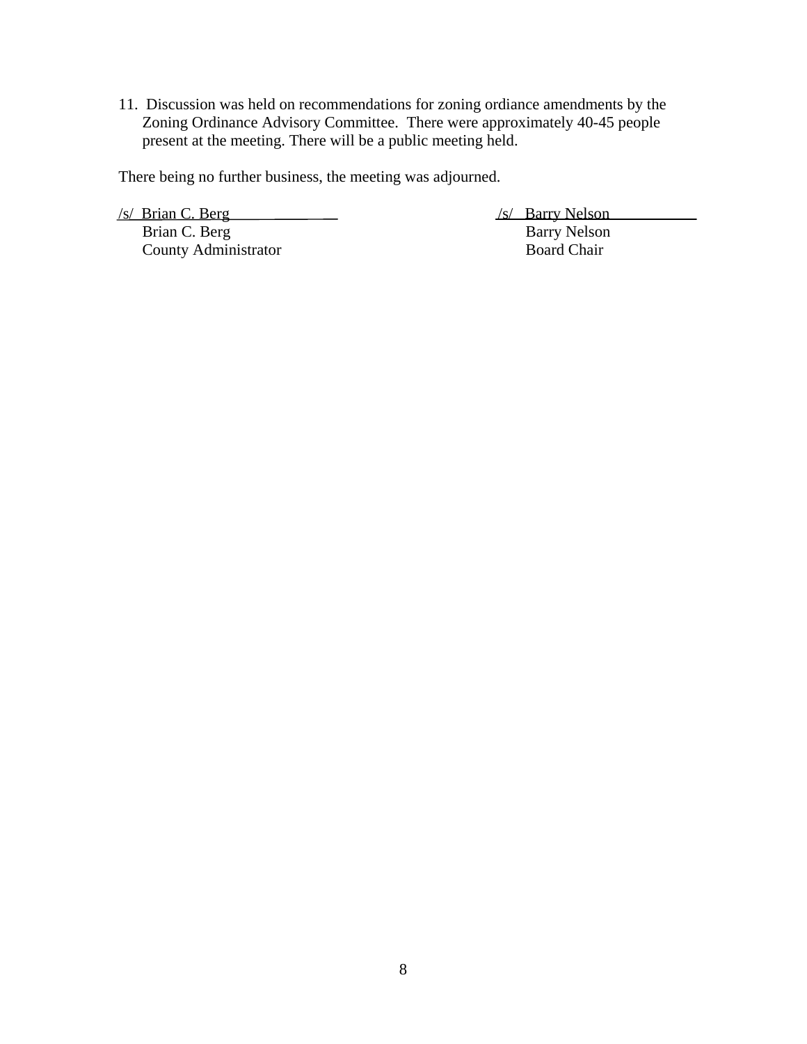11. Discussion was held on recommendations for zoning ordiance amendments by the Zoning Ordinance Advisory Committee. There were approximately 40-45 people present at the meeting. There will be a public meeting held.

There being no further business, the meeting was adjourned.

| | |
|---|---|
| /s/ Brian C. Berg | /s/ Barry Nelson |
| Brian C. Berg | Barry Nelson |
| County Administrator | Board Chair |